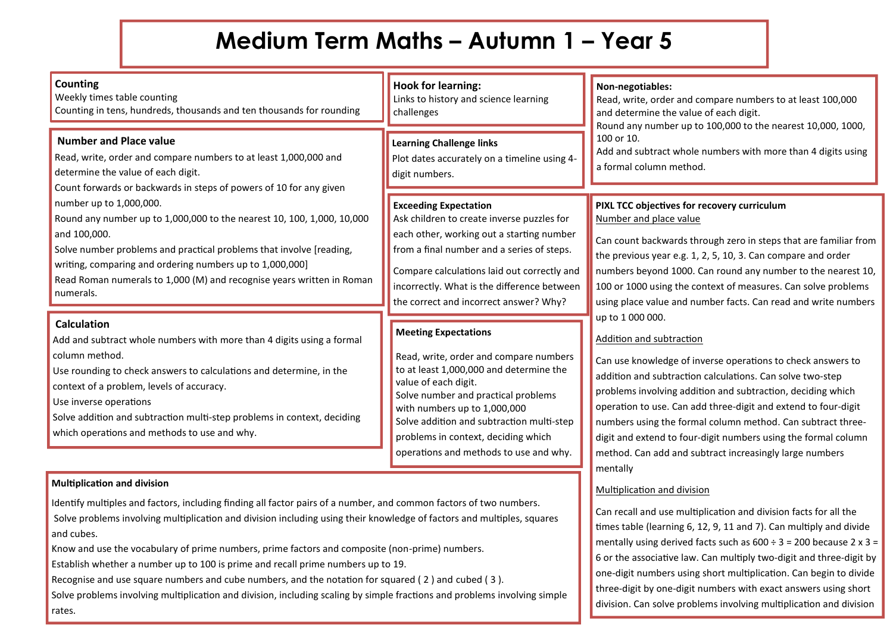# Medium Term Maths – Autumn 1 – Year 5

## Counting

Weekly times table counting

Counting in tens, hundreds, thousands and ten thousands for rounding

## Number and Place value

Read, write, order and compare numbers to at least 1,000,000 and determine the value of each digit.

Count forwards or backwards in steps of powers of 10 for any given number up to 1,000,000.

Round any number up to 1,000,000 to the nearest 10, 100, 1,000, 10,000 and 100,000.

Solve number problems and practical problems that involve [reading, writing, comparing and ordering numbers up to 1,000,000]

Read Roman numerals to 1,000 (M) and recognise years written in Roman numerals.

## Calculation

Add and subtract whole numbers with more than 4 digits using a formal column method.

Use rounding to check answers to calculations and determine, in the context of a problem, levels of accuracy.

Use inverse operations

Solve addition and subtraction multi-step problems in context, deciding which operations and methods to use and why.

## Hook for learning:

Links to history and science learning challenges

## Learning Challenge links

Plot dates accurately on a timeline using 4-digit numbers.

## Exceeding Expectation

Ask children to create inverse puzzles for each other, working out a starting number from a final number and a series of steps.

Compare calculations laid out correctly and incorrectly. What is the difference between the correct and incorrect answer? Why?

## Meeting Expectations

Read, write, order and compare numbers to at least 1,000,000 and determine the value of each digit.

Solve number and practical problems with numbers up to 1,000,000

Solve addition and subtraction multi-step problems in context, deciding which operations and methods to use and why.

## Non-negotiables:

Read, write, order and compare numbers to at least 100,000 and determine the value of each digit.

Round any number up to 100,000 to the nearest 10,000, 1000, 100 or 10.

Add and subtract whole numbers with more than 4 digits using a formal column method.

## PIXL TCC objectives for recovery curriculum

Number and place value

Can count backwards through zero in steps that are familiar from the previous year e.g. 1, 2, 5, 10, 3. Can compare and order numbers beyond 1000. Can round any number to the nearest 10, 100 or 1000 using the context of measures. Can solve problems using place value and number facts. Can read and write numbers up to 1 000 000.

Addition and subtraction

Can use knowledge of inverse operations to check answers to addition and subtraction calculations. Can solve two-step problems involving addition and subtraction, deciding which operation to use. Can add three-digit and extend to four-digit numbers using the formal column method. Can subtract three-digit and extend to four-digit numbers using the formal column method. Can add and subtract increasingly large numbers mentally

Multiplication and division

Can recall and use multiplication and division facts for all the times table (learning 6, 12, 9, 11 and 7). Can multiply and divide mentally using derived facts such as 600 ÷ 3 = 200 because 2 x 3 = 6 or the associative law. Can multiply two-digit and three-digit by one-digit numbers using short multiplication. Can begin to divide three-digit by one-digit numbers with exact answers using short division. Can solve problems involving multiplication and division

## Multiplication and division

Identify multiples and factors, including finding all factor pairs of a number, and common factors of two numbers.

Solve problems involving multiplication and division including using their knowledge of factors and multiples, squares and cubes.

Know and use the vocabulary of prime numbers, prime factors and composite (non-prime) numbers.

Establish whether a number up to 100 is prime and recall prime numbers up to 19.

Recognise and use square numbers and cube numbers, and the notation for squared ( 2 ) and cubed ( 3 ).

Solve problems involving multiplication and division, including scaling by simple fractions and problems involving simple rates.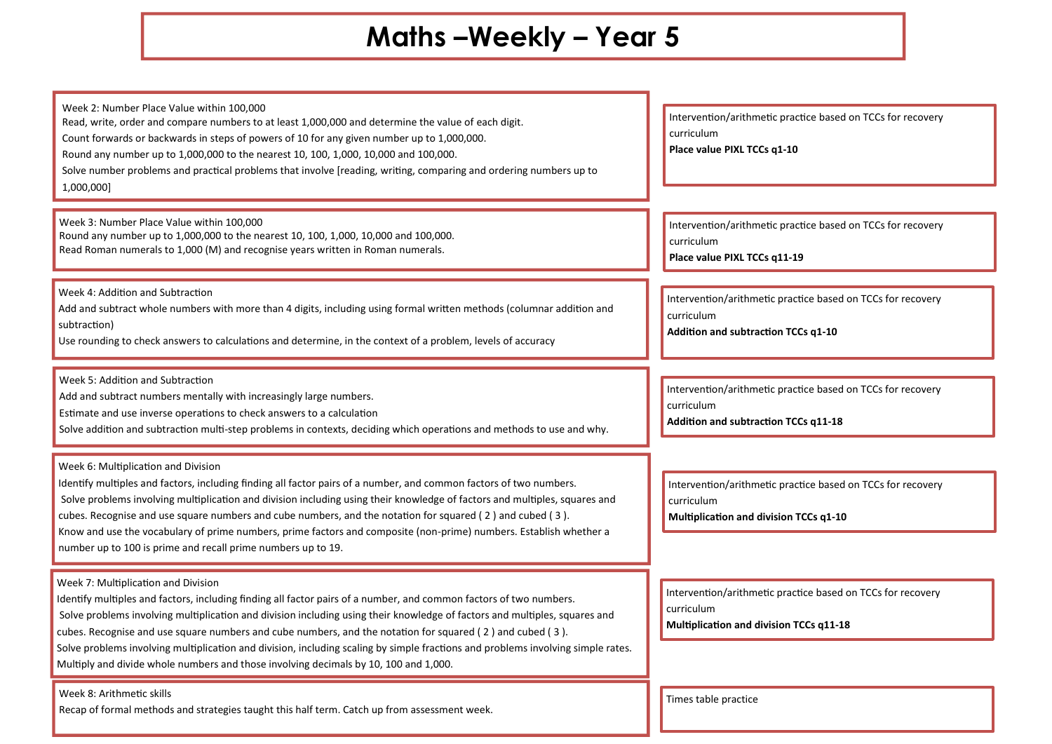# Maths –Weekly – Year 5

| | |
|---|---|
| Week 2: Number Place Value within 100,000<br>Read, write, order and compare numbers to at least 1,000,000 and determine the value of each digit.<br>Count forwards or backwards in steps of powers of 10 for any given number up to 1,000,000.<br>Round any number up to 1,000,000 to the nearest 10, 100, 1,000, 10,000 and 100,000.<br>Solve number problems and practical problems that involve [reading, writing, comparing and ordering numbers up to 1,000,000] | Intervention/arithmetic practice based on TCCs for recovery curriculum<br>**Place value PIXL TCCs q1-10** |
| Week 3: Number Place Value within 100,000<br>Round any number up to 1,000,000 to the nearest 10, 100, 1,000, 10,000 and 100,000.<br>Read Roman numerals to 1,000 (M) and recognise years written in Roman numerals. | Intervention/arithmetic practice based on TCCs for recovery curriculum<br>**Place value PIXL TCCs q11-19** |
| Week 4: Addition and Subtraction<br>Add and subtract whole numbers with more than 4 digits, including using formal written methods (columnar addition and subtraction)<br>Use rounding to check answers to calculations and determine, in the context of a problem, levels of accuracy | Intervention/arithmetic practice based on TCCs for recovery curriculum<br>**Addition and subtraction TCCs q1-10** |
| Week 5: Addition and Subtraction<br>Add and subtract numbers mentally with increasingly large numbers.<br>Estimate and use inverse operations to check answers to a calculation<br>Solve addition and subtraction multi-step problems in contexts, deciding which operations and methods to use and why. | Intervention/arithmetic practice based on TCCs for recovery curriculum<br>**Addition and subtraction TCCs q11-18** |
| Week 6: Multiplication and Division<br>Identify multiples and factors, including finding all factor pairs of a number, and common factors of two numbers.<br>Solve problems involving multiplication and division including using their knowledge of factors and multiples, squares and cubes. Recognise and use square numbers and cube numbers, and the notation for squared ( 2 ) and cubed ( 3 ).<br>Know and use the vocabulary of prime numbers, prime factors and composite (non-prime) numbers. Establish whether a number up to 100 is prime and recall prime numbers up to 19. | Intervention/arithmetic practice based on TCCs for recovery curriculum<br>**Multiplication and division TCCs q1-10** |
| Week 7: Multiplication and Division<br>Identify multiples and factors, including finding all factor pairs of a number, and common factors of two numbers.<br>Solve problems involving multiplication and division including using their knowledge of factors and multiples, squares and cubes. Recognise and use square numbers and cube numbers, and the notation for squared ( 2 ) and cubed ( 3 ).<br>Solve problems involving multiplication and division, including scaling by simple fractions and problems involving simple rates.<br>Multiply and divide whole numbers and those involving decimals by 10, 100 and 1,000. | Intervention/arithmetic practice based on TCCs for recovery curriculum<br>**Multiplication and division TCCs q11-18** |
| Week 8: Arithmetic skills<br>Recap of formal methods and strategies taught this half term. Catch up from assessment week. | Times table practice |